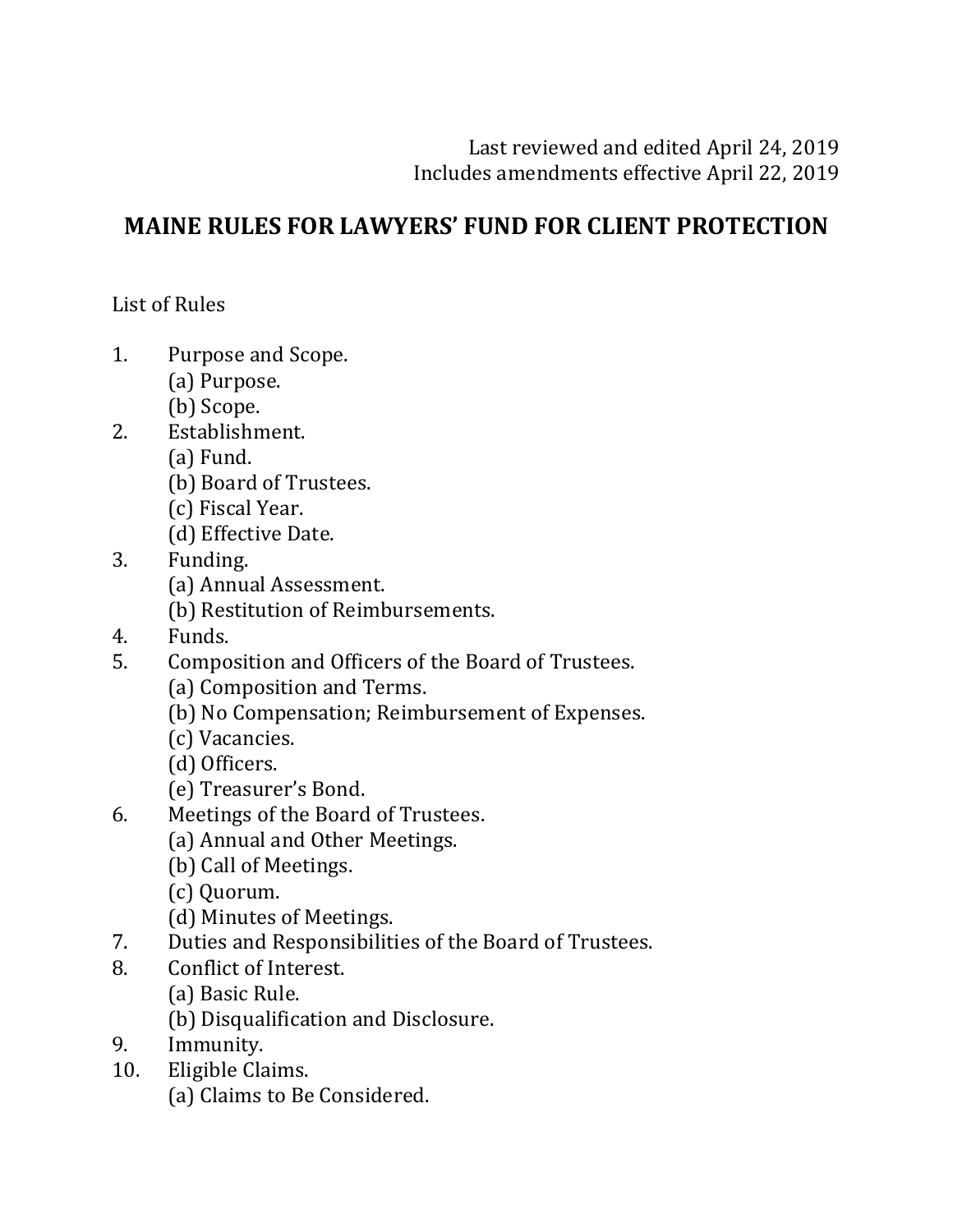Last reviewed and edited April 24, 2019
Includes amendments effective April 22, 2019

# MAINE RULES FOR LAWYERS' FUND FOR CLIENT PROTECTION

List of Rules

1. Purpose and Scope.
   - (a) Purpose.
   - (b) Scope.
2. Establishment.
   - (a) Fund.
   - (b) Board of Trustees.
   - (c) Fiscal Year.
   - (d) Effective Date.
3. Funding.
   - (a) Annual Assessment.
   - (b) Restitution of Reimbursements.
4. Funds.
5. Composition and Officers of the Board of Trustees.
   - (a) Composition and Terms.
   - (b) No Compensation; Reimbursement of Expenses.
   - (c) Vacancies.
   - (d) Officers.
   - (e) Treasurer's Bond.
6. Meetings of the Board of Trustees.
   - (a) Annual and Other Meetings.
   - (b) Call of Meetings.
   - (c) Quorum.
   - (d) Minutes of Meetings.
7. Duties and Responsibilities of the Board of Trustees.
8. Conflict of Interest.
   - (a) Basic Rule.
   - (b) Disqualification and Disclosure.
9. Immunity.
10. Eligible Claims.
    - (a) Claims to Be Considered.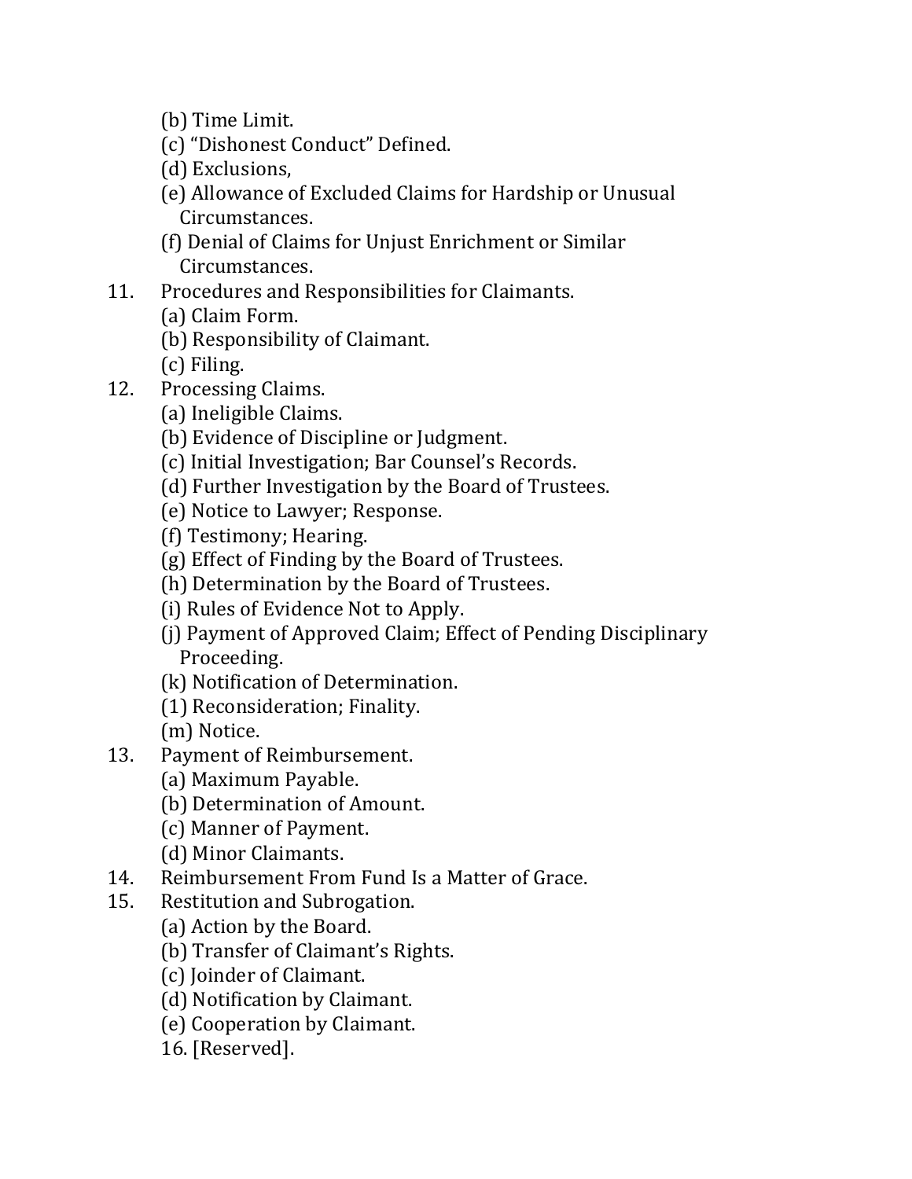- (b) Time Limit.
- (c) “Dishonest Conduct” Defined.
- (d) Exclusions,
- (e) Allowance of Excluded Claims for Hardship or Unusual Circumstances.
- (f) Denial of Claims for Unjust Enrichment or Similar Circumstances.

11. Procedures and Responsibilities for Claimants.
    - (a) Claim Form.
    - (b) Responsibility of Claimant.
    - (c) Filing.
12. Processing Claims.
    - (a) Ineligible Claims.
    - (b) Evidence of Discipline or Judgment.
    - (c) Initial Investigation; Bar Counsel’s Records.
    - (d) Further Investigation by the Board of Trustees.
    - (e) Notice to Lawyer; Response.
    - (f) Testimony; Hearing.
    - (g) Effect of Finding by the Board of Trustees.
    - (h) Determination by the Board of Trustees.
    - (i) Rules of Evidence Not to Apply.
    - (j) Payment of Approved Claim; Effect of Pending Disciplinary Proceeding.
    - (k) Notification of Determination.
    - (1) Reconsideration; Finality.
    - (m) Notice.
13. Payment of Reimbursement.
    - (a) Maximum Payable.
    - (b) Determination of Amount.
    - (c) Manner of Payment.
    - (d) Minor Claimants.
14. Reimbursement From Fund Is a Matter of Grace.
15. Restitution and Subrogation.
    - (a) Action by the Board.
    - (b) Transfer of Claimant’s Rights.
    - (c) Joinder of Claimant.
    - (d) Notification by Claimant.
    - (e) Cooperation by Claimant.
    - 16. [Reserved].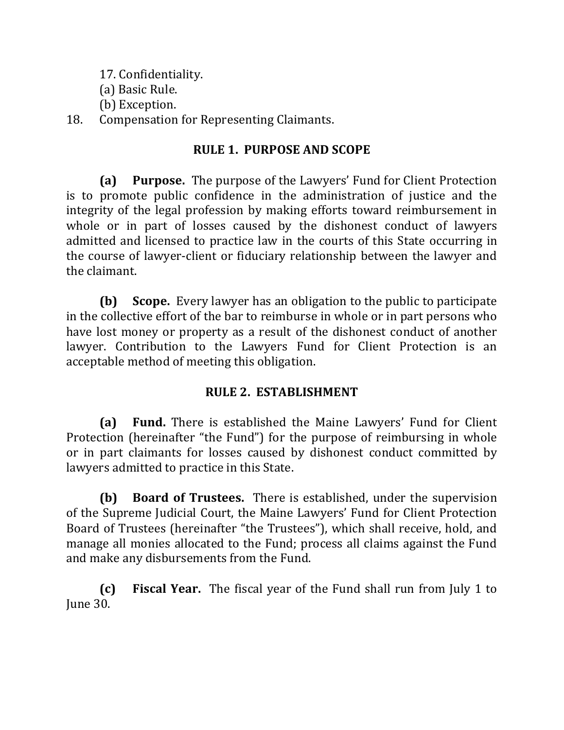17. Confidentiality.
(a) Basic Rule.
(b) Exception.

18. Compensation for Representing Claimants.

## RULE 1. PURPOSE AND SCOPE

**(a) Purpose.** The purpose of the Lawyers' Fund for Client Protection is to promote public confidence in the administration of justice and the integrity of the legal profession by making efforts toward reimbursement in whole or in part of losses caused by the dishonest conduct of lawyers admitted and licensed to practice law in the courts of this State occurring in the course of lawyer-client or fiduciary relationship between the lawyer and the claimant.

**(b) Scope.** Every lawyer has an obligation to the public to participate in the collective effort of the bar to reimburse in whole or in part persons who have lost money or property as a result of the dishonest conduct of another lawyer. Contribution to the Lawyers Fund for Client Protection is an acceptable method of meeting this obligation.

## RULE 2. ESTABLISHMENT

**(a) Fund.** There is established the Maine Lawyers' Fund for Client Protection (hereinafter "the Fund") for the purpose of reimbursing in whole or in part claimants for losses caused by dishonest conduct committed by lawyers admitted to practice in this State.

**(b) Board of Trustees.** There is established, under the supervision of the Supreme Judicial Court, the Maine Lawyers' Fund for Client Protection Board of Trustees (hereinafter "the Trustees"), which shall receive, hold, and manage all monies allocated to the Fund; process all claims against the Fund and make any disbursements from the Fund.

**(c) Fiscal Year.** The fiscal year of the Fund shall run from July 1 to June 30.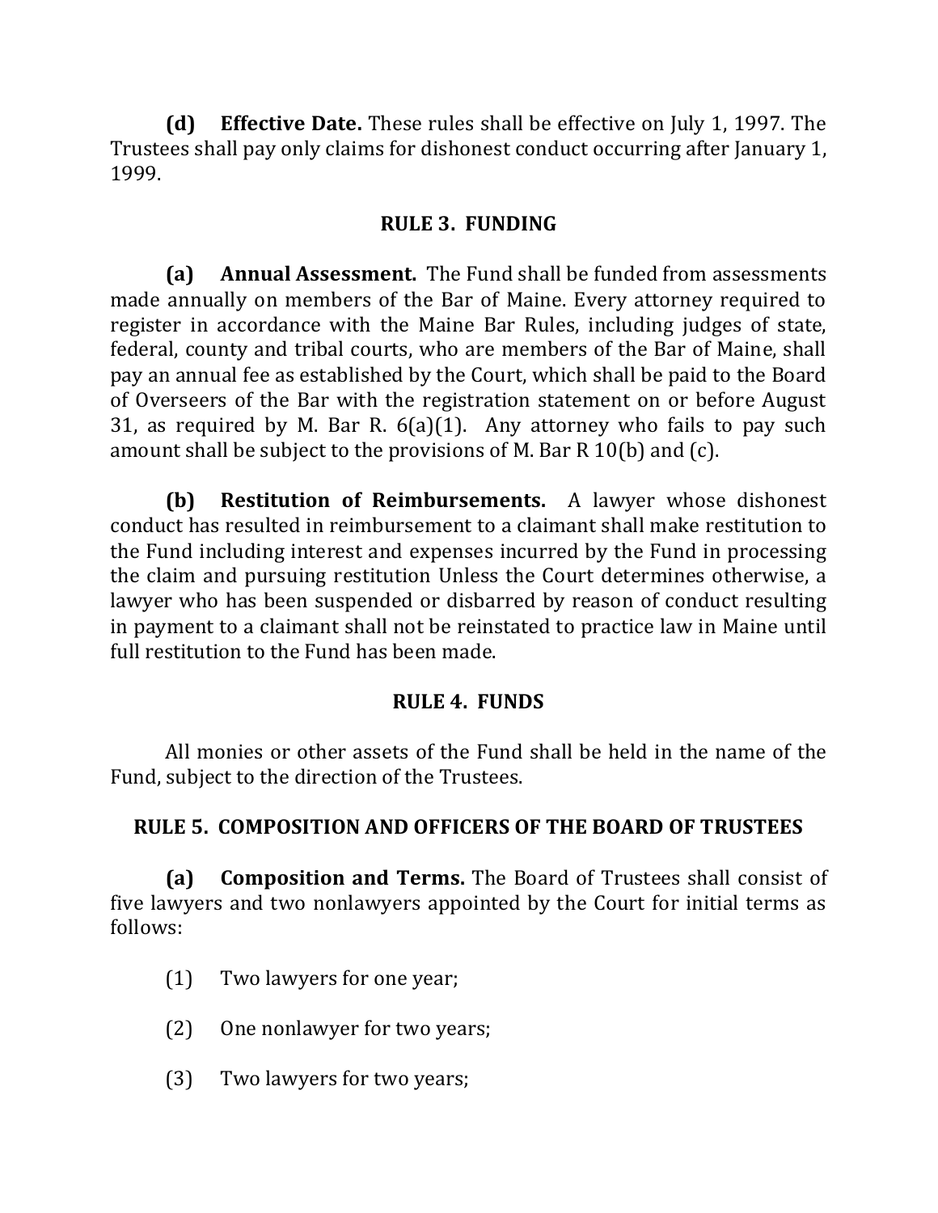**(d) Effective Date.** These rules shall be effective on July 1, 1997. The Trustees shall pay only claims for dishonest conduct occurring after January 1, 1999.

## RULE 3. FUNDING

**(a) Annual Assessment.** The Fund shall be funded from assessments made annually on members of the Bar of Maine. Every attorney required to register in accordance with the Maine Bar Rules, including judges of state, federal, county and tribal courts, who are members of the Bar of Maine, shall pay an annual fee as established by the Court, which shall be paid to the Board of Overseers of the Bar with the registration statement on or before August 31, as required by M. Bar R. 6(a)(1). Any attorney who fails to pay such amount shall be subject to the provisions of M. Bar R 10(b) and (c).

**(b) Restitution of Reimbursements.** A lawyer whose dishonest conduct has resulted in reimbursement to a claimant shall make restitution to the Fund including interest and expenses incurred by the Fund in processing the claim and pursuing restitution Unless the Court determines otherwise, a lawyer who has been suspended or disbarred by reason of conduct resulting in payment to a claimant shall not be reinstated to practice law in Maine until full restitution to the Fund has been made.

## RULE 4. FUNDS

All monies or other assets of the Fund shall be held in the name of the Fund, subject to the direction of the Trustees.

## RULE 5. COMPOSITION AND OFFICERS OF THE BOARD OF TRUSTEES

**(a) Composition and Terms.** The Board of Trustees shall consist of five lawyers and two nonlawyers appointed by the Court for initial terms as follows:

(1) Two lawyers for one year;

(2) One nonlawyer for two years;

(3) Two lawyers for two years;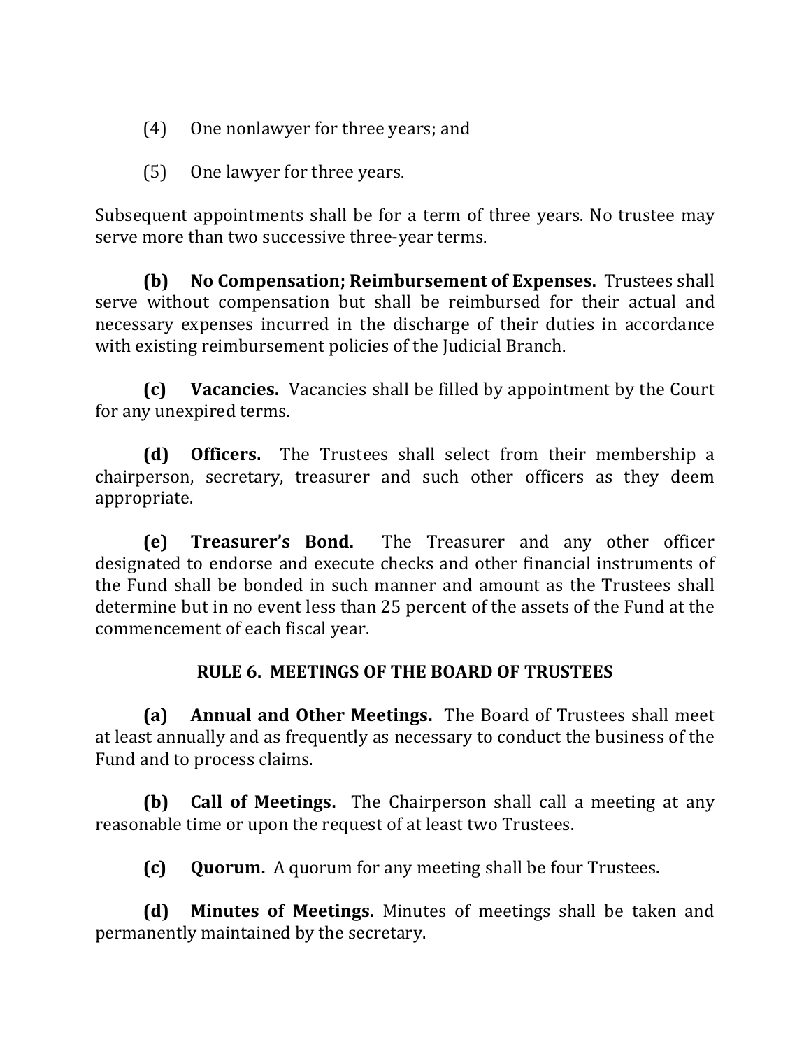(4) One nonlawyer for three years; and

(5) One lawyer for three years.

Subsequent appointments shall be for a term of three years. No trustee may serve more than two successive three-year terms.

**(b) No Compensation; Reimbursement of Expenses.** Trustees shall serve without compensation but shall be reimbursed for their actual and necessary expenses incurred in the discharge of their duties in accordance with existing reimbursement policies of the Judicial Branch.

**(c) Vacancies.** Vacancies shall be filled by appointment by the Court for any unexpired terms.

**(d) Officers.** The Trustees shall select from their membership a chairperson, secretary, treasurer and such other officers as they deem appropriate.

**(e) Treasurer's Bond.** The Treasurer and any other officer designated to endorse and execute checks and other financial instruments of the Fund shall be bonded in such manner and amount as the Trustees shall determine but in no event less than 25 percent of the assets of the Fund at the commencement of each fiscal year.

## RULE 6. MEETINGS OF THE BOARD OF TRUSTEES

**(a) Annual and Other Meetings.** The Board of Trustees shall meet at least annually and as frequently as necessary to conduct the business of the Fund and to process claims.

**(b) Call of Meetings.** The Chairperson shall call a meeting at any reasonable time or upon the request of at least two Trustees.

**(c) Quorum.** A quorum for any meeting shall be four Trustees.

**(d) Minutes of Meetings.** Minutes of meetings shall be taken and permanently maintained by the secretary.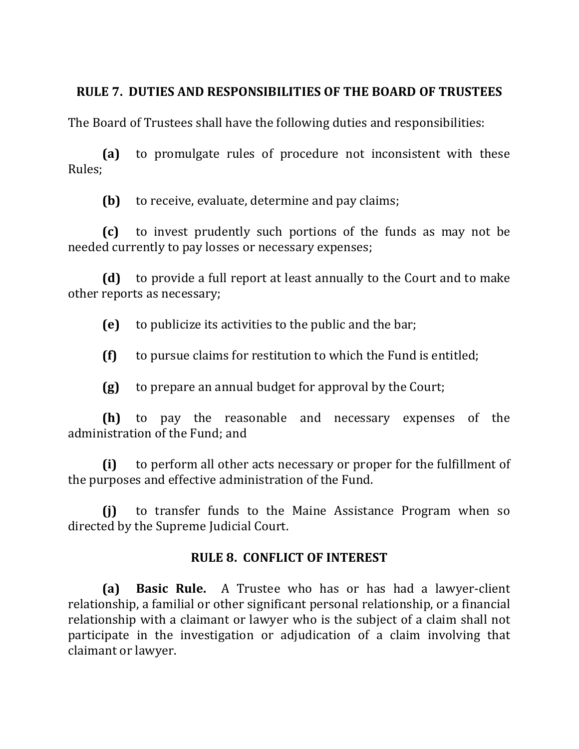## RULE 7. DUTIES AND RESPONSIBILITIES OF THE BOARD OF TRUSTEES

The Board of Trustees shall have the following duties and responsibilities:

**(a)** to promulgate rules of procedure not inconsistent with these Rules;

**(b)** to receive, evaluate, determine and pay claims;

**(c)** to invest prudently such portions of the funds as may not be needed currently to pay losses or necessary expenses;

**(d)** to provide a full report at least annually to the Court and to make other reports as necessary;

**(e)** to publicize its activities to the public and the bar;

**(f)** to pursue claims for restitution to which the Fund is entitled;

**(g)** to prepare an annual budget for approval by the Court;

**(h)** to pay the reasonable and necessary expenses of the administration of the Fund; and

**(i)** to perform all other acts necessary or proper for the fulfillment of the purposes and effective administration of the Fund.

**(j)** to transfer funds to the Maine Assistance Program when so directed by the Supreme Judicial Court.

## RULE 8. CONFLICT OF INTEREST

**(a)** **Basic Rule.** A Trustee who has or has had a lawyer-client relationship, a familial or other significant personal relationship, or a financial relationship with a claimant or lawyer who is the subject of a claim shall not participate in the investigation or adjudication of a claim involving that claimant or lawyer.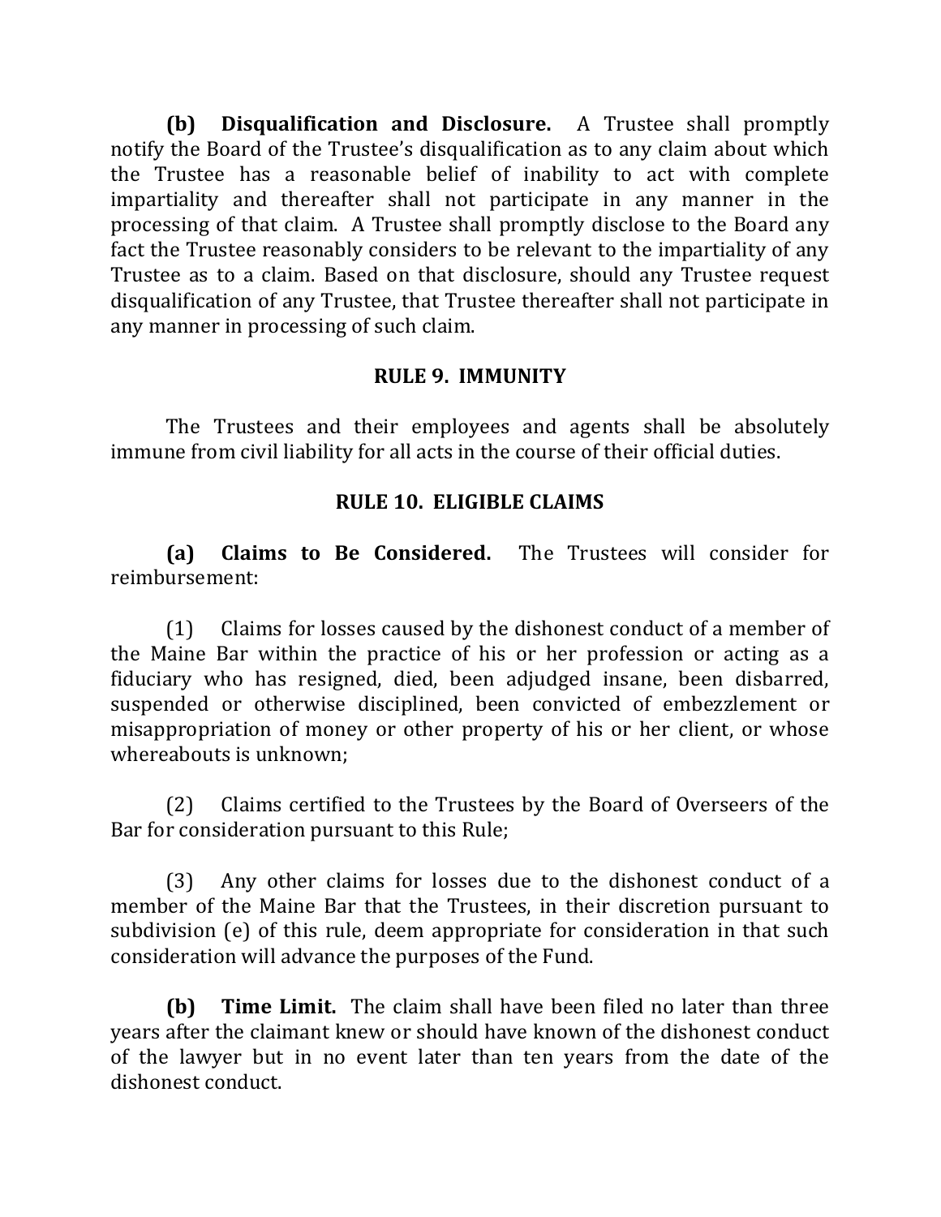**(b) Disqualification and Disclosure.** A Trustee shall promptly notify the Board of the Trustee's disqualification as to any claim about which the Trustee has a reasonable belief of inability to act with complete impartiality and thereafter shall not participate in any manner in the processing of that claim. A Trustee shall promptly disclose to the Board any fact the Trustee reasonably considers to be relevant to the impartiality of any Trustee as to a claim. Based on that disclosure, should any Trustee request disqualification of any Trustee, that Trustee thereafter shall not participate in any manner in processing of such claim.

## RULE 9. IMMUNITY

The Trustees and their employees and agents shall be absolutely immune from civil liability for all acts in the course of their official duties.

## RULE 10. ELIGIBLE CLAIMS

**(a) Claims to Be Considered.** The Trustees will consider for reimbursement:

(1) Claims for losses caused by the dishonest conduct of a member of the Maine Bar within the practice of his or her profession or acting as a fiduciary who has resigned, died, been adjudged insane, been disbarred, suspended or otherwise disciplined, been convicted of embezzlement or misappropriation of money or other property of his or her client, or whose whereabouts is unknown;

(2) Claims certified to the Trustees by the Board of Overseers of the Bar for consideration pursuant to this Rule;

(3) Any other claims for losses due to the dishonest conduct of a member of the Maine Bar that the Trustees, in their discretion pursuant to subdivision (e) of this rule, deem appropriate for consideration in that such consideration will advance the purposes of the Fund.

**(b) Time Limit.** The claim shall have been filed no later than three years after the claimant knew or should have known of the dishonest conduct of the lawyer but in no event later than ten years from the date of the dishonest conduct.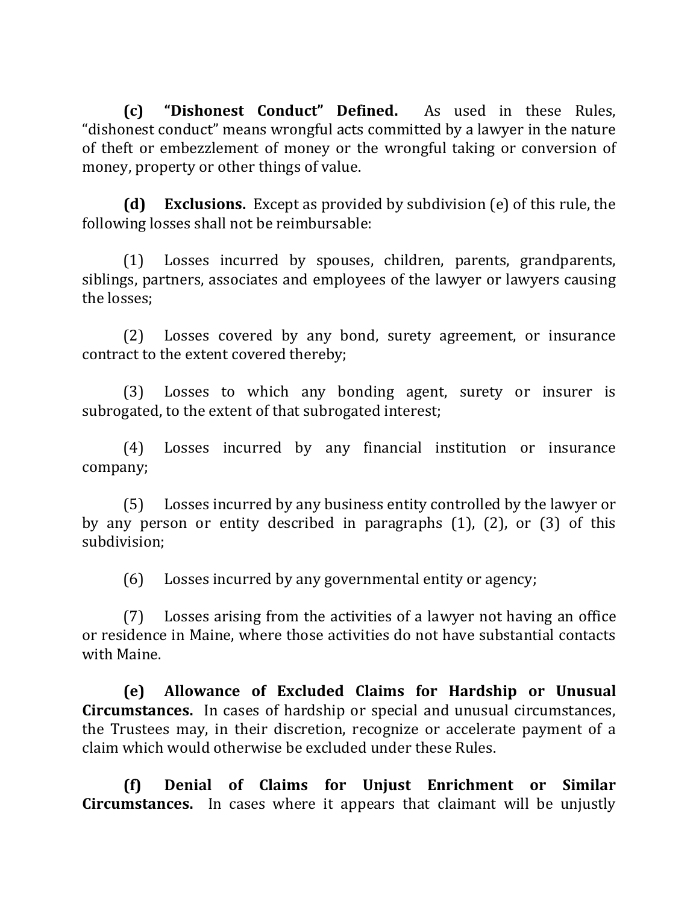**(c) "Dishonest Conduct" Defined.** As used in these Rules, "dishonest conduct" means wrongful acts committed by a lawyer in the nature of theft or embezzlement of money or the wrongful taking or conversion of money, property or other things of value.

**(d) Exclusions.** Except as provided by subdivision (e) of this rule, the following losses shall not be reimbursable:

(1) Losses incurred by spouses, children, parents, grandparents, siblings, partners, associates and employees of the lawyer or lawyers causing the losses;

(2) Losses covered by any bond, surety agreement, or insurance contract to the extent covered thereby;

(3) Losses to which any bonding agent, surety or insurer is subrogated, to the extent of that subrogated interest;

(4) Losses incurred by any financial institution or insurance company;

(5) Losses incurred by any business entity controlled by the lawyer or by any person or entity described in paragraphs (1), (2), or (3) of this subdivision;

(6) Losses incurred by any governmental entity or agency;

(7) Losses arising from the activities of a lawyer not having an office or residence in Maine, where those activities do not have substantial contacts with Maine.

**(e) Allowance of Excluded Claims for Hardship or Unusual Circumstances.** In cases of hardship or special and unusual circumstances, the Trustees may, in their discretion, recognize or accelerate payment of a claim which would otherwise be excluded under these Rules.

**(f) Denial of Claims for Unjust Enrichment or Similar Circumstances.** In cases where it appears that claimant will be unjustly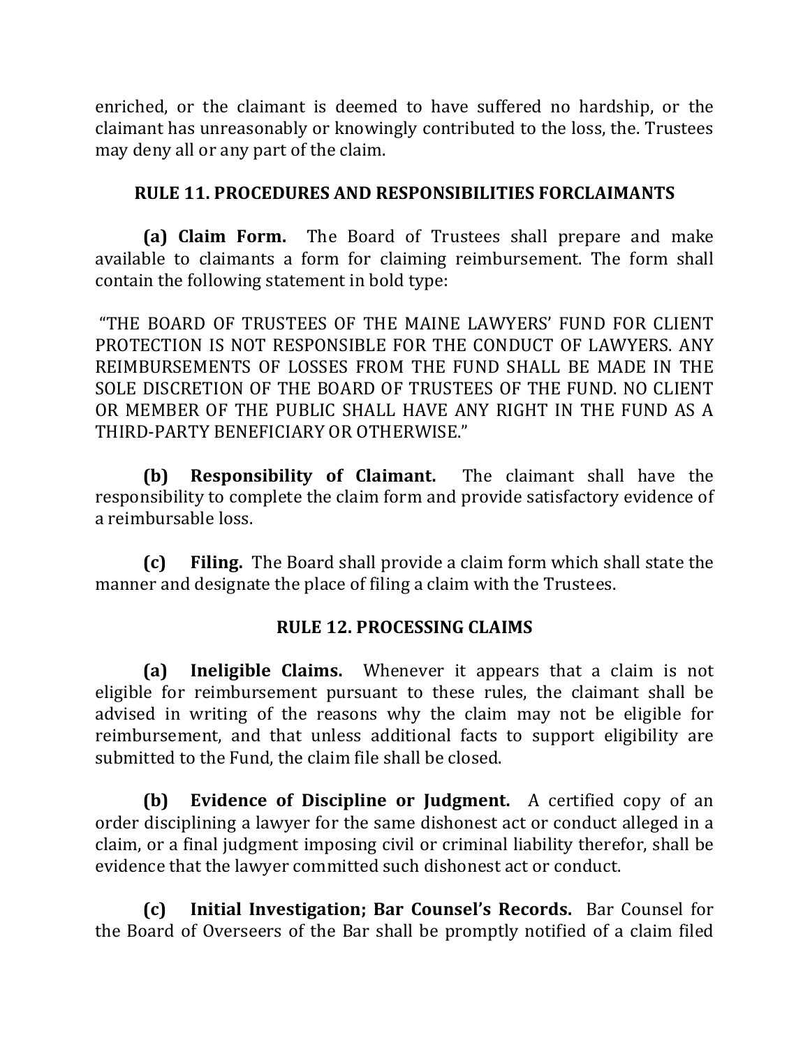enriched, or the claimant is deemed to have suffered no hardship, or the claimant has unreasonably or knowingly contributed to the loss, the. Trustees may deny all or any part of the claim.

## RULE 11. PROCEDURES AND RESPONSIBILITIES FORCLAIMANTS

**(a) Claim Form.** The Board of Trustees shall prepare and make available to claimants a form for claiming reimbursement. The form shall contain the following statement in bold type:

"THE BOARD OF TRUSTEES OF THE MAINE LAWYERS' FUND FOR CLIENT PROTECTION IS NOT RESPONSIBLE FOR THE CONDUCT OF LAWYERS. ANY REIMBURSEMENTS OF LOSSES FROM THE FUND SHALL BE MADE IN THE SOLE DISCRETION OF THE BOARD OF TRUSTEES OF THE FUND. NO CLIENT OR MEMBER OF THE PUBLIC SHALL HAVE ANY RIGHT IN THE FUND AS A THIRD-PARTY BENEFICIARY OR OTHERWISE."

**(b) Responsibility of Claimant.** The claimant shall have the responsibility to complete the claim form and provide satisfactory evidence of a reimbursable loss.

**(c) Filing.** The Board shall provide a claim form which shall state the manner and designate the place of filing a claim with the Trustees.

## RULE 12. PROCESSING CLAIMS

**(a) Ineligible Claims.** Whenever it appears that a claim is not eligible for reimbursement pursuant to these rules, the claimant shall be advised in writing of the reasons why the claim may not be eligible for reimbursement, and that unless additional facts to support eligibility are submitted to the Fund, the claim file shall be closed.

**(b) Evidence of Discipline or Judgment.** A certified copy of an order disciplining a lawyer for the same dishonest act or conduct alleged in a claim, or a final judgment imposing civil or criminal liability therefor, shall be evidence that the lawyer committed such dishonest act or conduct.

**(c) Initial Investigation; Bar Counsel's Records.** Bar Counsel for the Board of Overseers of the Bar shall be promptly notified of a claim filed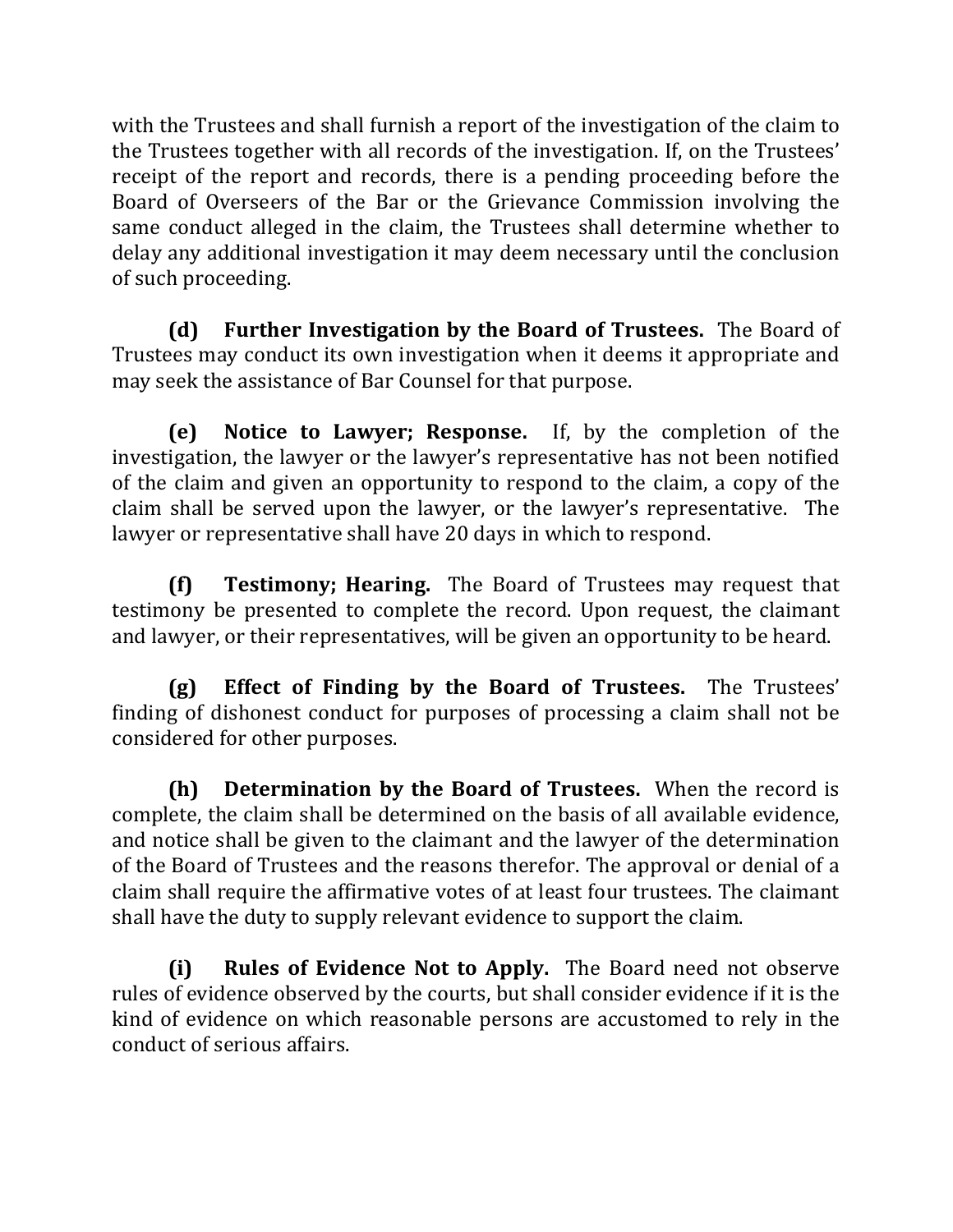with the Trustees and shall furnish a report of the investigation of the claim to the Trustees together with all records of the investigation. If, on the Trustees' receipt of the report and records, there is a pending proceeding before the Board of Overseers of the Bar or the Grievance Commission involving the same conduct alleged in the claim, the Trustees shall determine whether to delay any additional investigation it may deem necessary until the conclusion of such proceeding.

**(d) Further Investigation by the Board of Trustees.** The Board of Trustees may conduct its own investigation when it deems it appropriate and may seek the assistance of Bar Counsel for that purpose.

**(e) Notice to Lawyer; Response.** If, by the completion of the investigation, the lawyer or the lawyer's representative has not been notified of the claim and given an opportunity to respond to the claim, a copy of the claim shall be served upon the lawyer, or the lawyer's representative. The lawyer or representative shall have 20 days in which to respond.

**(f) Testimony; Hearing.** The Board of Trustees may request that testimony be presented to complete the record. Upon request, the claimant and lawyer, or their representatives, will be given an opportunity to be heard.

**(g) Effect of Finding by the Board of Trustees.** The Trustees' finding of dishonest conduct for purposes of processing a claim shall not be considered for other purposes.

**(h) Determination by the Board of Trustees.** When the record is complete, the claim shall be determined on the basis of all available evidence, and notice shall be given to the claimant and the lawyer of the determination of the Board of Trustees and the reasons therefor. The approval or denial of a claim shall require the affirmative votes of at least four trustees. The claimant shall have the duty to supply relevant evidence to support the claim.

**(i) Rules of Evidence Not to Apply.** The Board need not observe rules of evidence observed by the courts, but shall consider evidence if it is the kind of evidence on which reasonable persons are accustomed to rely in the conduct of serious affairs.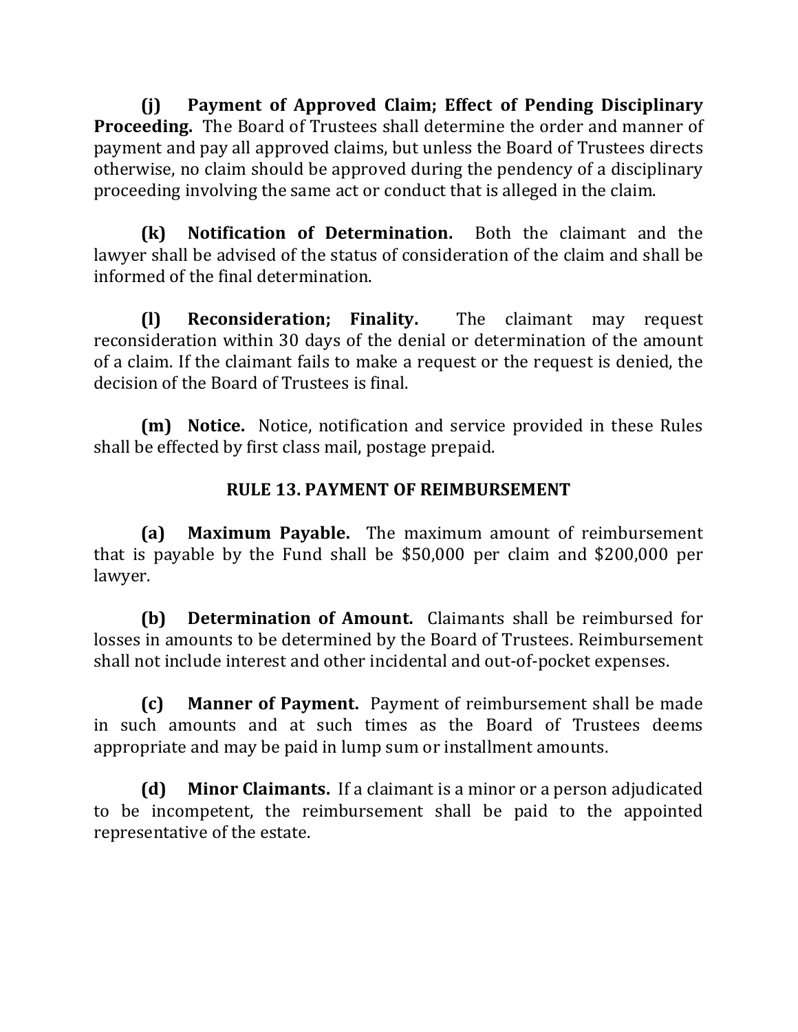**(j) Payment of Approved Claim; Effect of Pending Disciplinary Proceeding.** The Board of Trustees shall determine the order and manner of payment and pay all approved claims, but unless the Board of Trustees directs otherwise, no claim should be approved during the pendency of a disciplinary proceeding involving the same act or conduct that is alleged in the claim.

**(k) Notification of Determination.** Both the claimant and the lawyer shall be advised of the status of consideration of the claim and shall be informed of the final determination.

**(l) Reconsideration; Finality.** The claimant may request reconsideration within 30 days of the denial or determination of the amount of a claim. If the claimant fails to make a request or the request is denied, the decision of the Board of Trustees is final.

**(m) Notice.** Notice, notification and service provided in these Rules shall be effected by first class mail, postage prepaid.

## RULE 13. PAYMENT OF REIMBURSEMENT

**(a) Maximum Payable.** The maximum amount of reimbursement that is payable by the Fund shall be $50,000 per claim and $200,000 per lawyer.

**(b) Determination of Amount.** Claimants shall be reimbursed for losses in amounts to be determined by the Board of Trustees. Reimbursement shall not include interest and other incidental and out-of-pocket expenses.

**(c) Manner of Payment.** Payment of reimbursement shall be made in such amounts and at such times as the Board of Trustees deems appropriate and may be paid in lump sum or installment amounts.

**(d) Minor Claimants.** If a claimant is a minor or a person adjudicated to be incompetent, the reimbursement shall be paid to the appointed representative of the estate.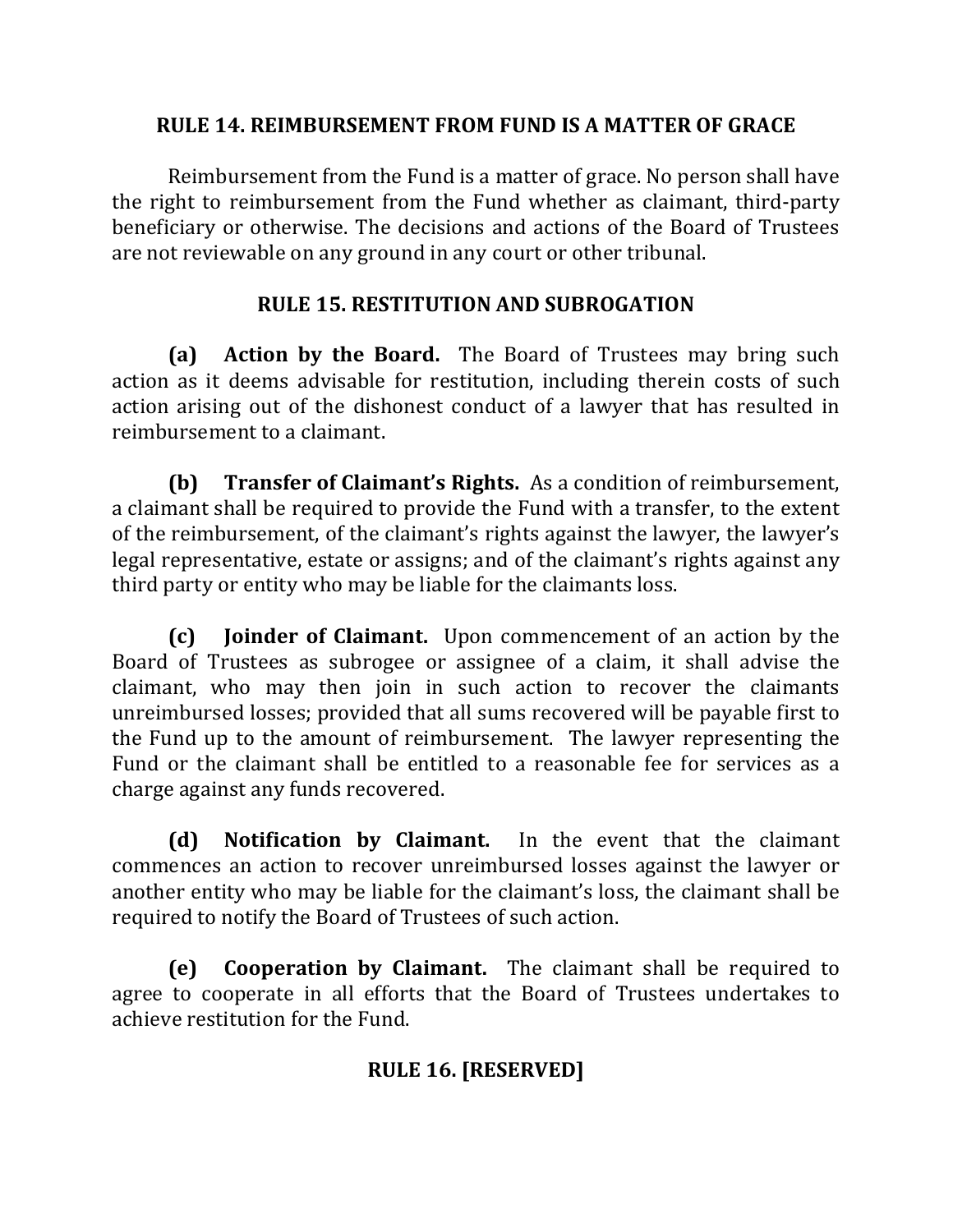## RULE 14. REIMBURSEMENT FROM FUND IS A MATTER OF GRACE

Reimbursement from the Fund is a matter of grace. No person shall have the right to reimbursement from the Fund whether as claimant, third-party beneficiary or otherwise. The decisions and actions of the Board of Trustees are not reviewable on any ground in any court or other tribunal.

## RULE 15. RESTITUTION AND SUBROGATION

**(a) Action by the Board.** The Board of Trustees may bring such action as it deems advisable for restitution, including therein costs of such action arising out of the dishonest conduct of a lawyer that has resulted in reimbursement to a claimant.

**(b) Transfer of Claimant's Rights.** As a condition of reimbursement, a claimant shall be required to provide the Fund with a transfer, to the extent of the reimbursement, of the claimant's rights against the lawyer, the lawyer's legal representative, estate or assigns; and of the claimant's rights against any third party or entity who may be liable for the claimants loss.

**(c) Joinder of Claimant.** Upon commencement of an action by the Board of Trustees as subrogee or assignee of a claim, it shall advise the claimant, who may then join in such action to recover the claimants unreimbursed losses; provided that all sums recovered will be payable first to the Fund up to the amount of reimbursement. The lawyer representing the Fund or the claimant shall be entitled to a reasonable fee for services as a charge against any funds recovered.

**(d) Notification by Claimant.** In the event that the claimant commences an action to recover unreimbursed losses against the lawyer or another entity who may be liable for the claimant's loss, the claimant shall be required to notify the Board of Trustees of such action.

**(e) Cooperation by Claimant.** The claimant shall be required to agree to cooperate in all efforts that the Board of Trustees undertakes to achieve restitution for the Fund.

## RULE 16. [RESERVED]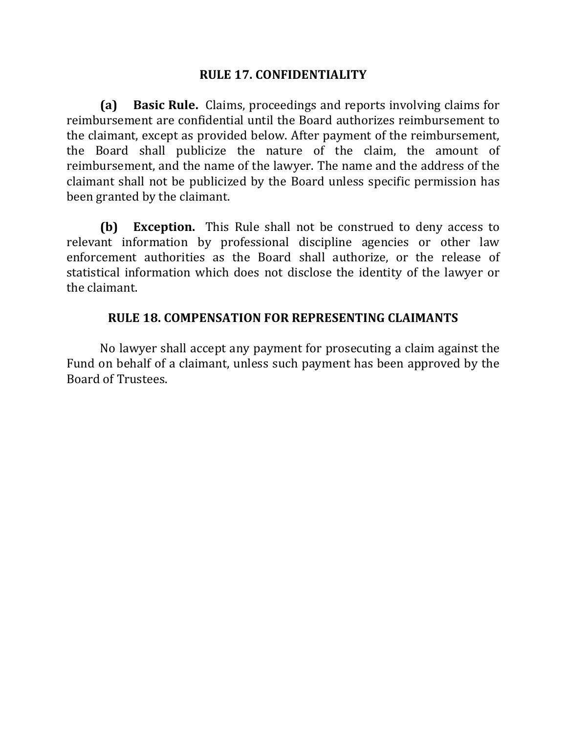## RULE 17. CONFIDENTIALITY

**(a) Basic Rule.** Claims, proceedings and reports involving claims for reimbursement are confidential until the Board authorizes reimbursement to the claimant, except as provided below. After payment of the reimbursement, the Board shall publicize the nature of the claim, the amount of reimbursement, and the name of the lawyer. The name and the address of the claimant shall not be publicized by the Board unless specific permission has been granted by the claimant.

**(b) Exception.** This Rule shall not be construed to deny access to relevant information by professional discipline agencies or other law enforcement authorities as the Board shall authorize, or the release of statistical information which does not disclose the identity of the lawyer or the claimant.

## RULE 18. COMPENSATION FOR REPRESENTING CLAIMANTS

No lawyer shall accept any payment for prosecuting a claim against the Fund on behalf of a claimant, unless such payment has been approved by the Board of Trustees.